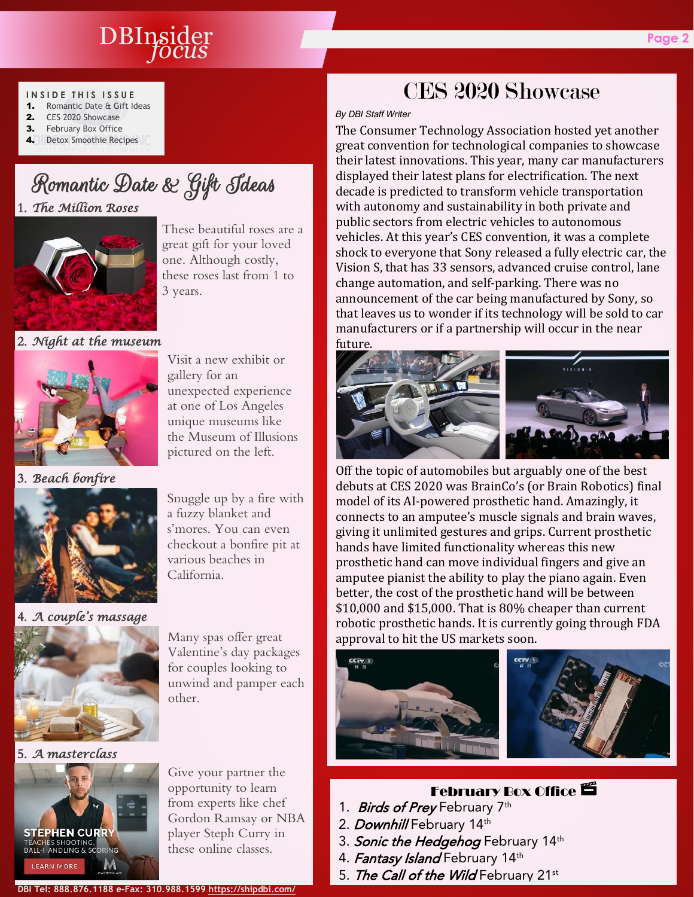**INSIDE THIS ISSUE**

1. Romantic Date & Gift Ideas
2. CES 2020 Showcase
3. February Box Office
4. Detox Smoothie Recipes

## Romantic Date & Gift Ideas

### 1. *The Million Roses*

These beautiful roses are a great gift for your loved one. Although costly, these roses last from 1 to 3 years.

### 2. *Night at the museum*

Visit a new exhibit or gallery for an unexpected experience at one of Los Angeles unique museums like the Museum of Illusions pictured on the left.

### 3. *Beach bonfire*

Snuggle up by a fire with a fuzzy blanket and s'mores. You can even checkout a bonfire pit at various beaches in California.

### 4. *A couple's massage*

Many spas offer great Valentine's day packages for couples looking to unwind and pamper each other.

### 5. *A masterclass*

Give your partner the opportunity to learn from experts like chef Gordon Ramsay or NBA player Steph Curry in these online classes.

## CES 2020 Showcase

*By DBI Staff Writer*

The Consumer Technology Association hosted yet another great convention for technological companies to showcase their latest innovations. This year, many car manufacturers displayed their latest plans for electrification. The next decade is predicted to transform vehicle transportation with autonomy and sustainability in both private and public sectors from electric vehicles to autonomous vehicles. At this year's CES convention, it was a complete shock to everyone that Sony released a fully electric car, the Vision S, that has 33 sensors, advanced cruise control, lane change automation, and self-parking. There was no announcement of the car being manufactured by Sony, so that leaves us to wonder if its technology will be sold to car manufacturers or if a partnership will occur in the near future.

Off the topic of automobiles but arguably one of the best debuts at CES 2020 was BrainCo's (or Brain Robotics) final model of its AI-powered prosthetic hand. Amazingly, it connects to an amputee's muscle signals and brain waves, giving it unlimited gestures and grips. Current prosthetic hands have limited functionality whereas this new prosthetic hand can move individual fingers and give an amputee pianist the ability to play the piano again. Even better, the cost of the prosthetic hand will be between $10,000 and $15,000. That is 80% cheaper than current robotic prosthetic hands. It is currently going through FDA approval to hit the US markets soon.

## February Box Office 🎬

1. ***Birds of Prey*** February 7th
2. ***Downhill*** February 14th
3. ***Sonic the Hedgehog*** February 14th
4. ***Fantasy Island*** February 14th
5. ***The Call of the Wild*** February 21st

DBI Tel: 888.876.1188 e-Fax: 310.988.1599 https://shipdbi.com/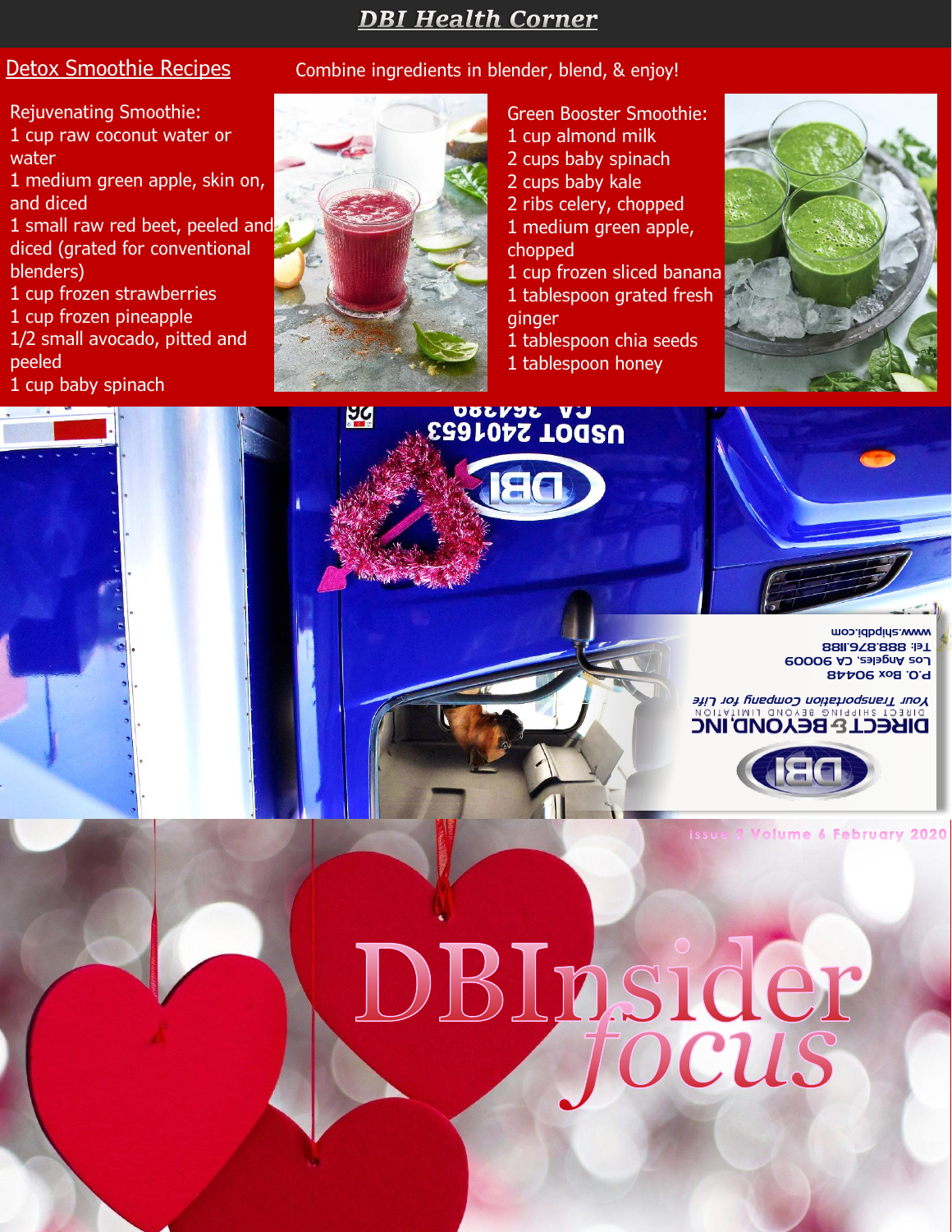# DBI Health Corner

## Detox Smoothie Recipes

Combine ingredients in blender, blend, & enjoy!

**Rejuvenating Smoothie:**

1 cup raw coconut water or water
1 medium green apple, skin on, and diced
1 small raw red beet, peeled and diced (grated for conventional blenders)
1 cup frozen strawberries
1 cup frozen pineapple
1/2 small avocado, pitted and peeled
1 cup baby spinach

**Green Booster Smoothie:**

1 cup almond milk
2 cups baby spinach
2 cups baby kale
2 ribs celery, chopped
1 medium green apple, chopped
1 cup frozen sliced banana
1 tablespoon grated fresh ginger
1 tablespoon chia seeds
1 tablespoon honey

DIRECT & BEYOND, INC
DIRECT SHIPPING BEYOND LIMITATION
*Your Transportation Company for Life*
P.O. Box 90448
Los Angeles, CA 90009
Tel: 888.876.1188
www.shipdbi.com

Issue 2 Volume 6 February 2020

# DBInsider *focus*